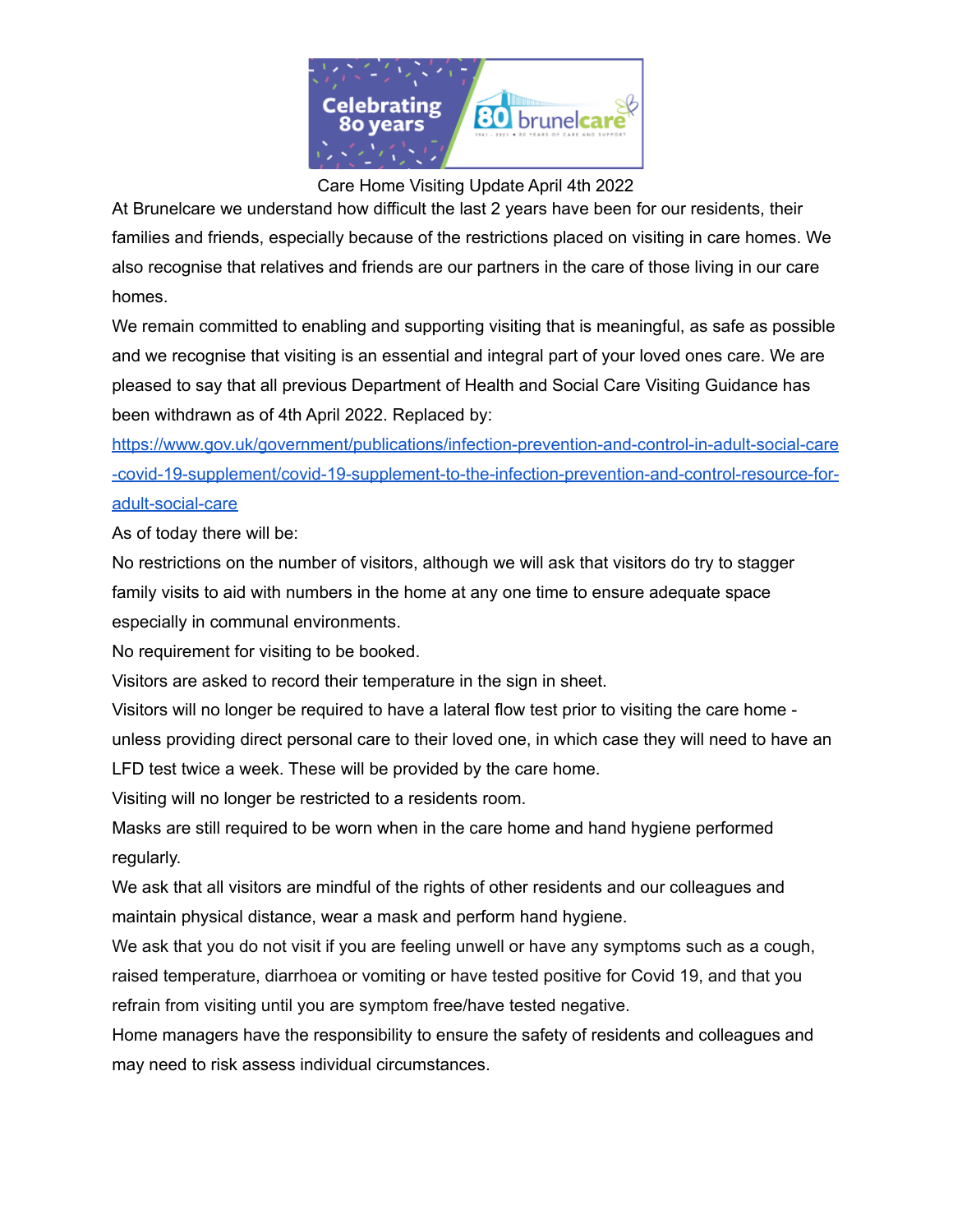# Care Home Visiting Update April 4th 2022

At Brunelcare we understand how difficult the last 2 years have been for our residents, their families and friends, especially because of the restrictions placed on visiting in care homes. We also recognise that relatives and friends are our partners in the care of those living in our care homes.

We remain committed to enabling and supporting visiting that is meaningful, as safe as possible and we recognise that visiting is an essential and integral part of your loved ones care. We are pleased to say that all previous Department of Health and Social Care Visiting Guidance has been withdrawn as of 4th April 2022. Replaced by:

[https://www.gov.uk/government/publications/infection-prevention-and-control-in-adult-social-care-covid-19-supplement/covid-19-supplement-to-the-infection-prevention-and-control-resource-for-adult-social-care](https://www.gov.uk/government/publications/infection-prevention-and-control-in-adult-social-care-covid-19-supplement/covid-19-supplement-to-the-infection-prevention-and-control-resource-for-adult-social-care)

As of today there will be:

No restrictions on the number of visitors, although we will ask that visitors do try to stagger family visits to aid with numbers in the home at any one time to ensure adequate space especially in communal environments.

No requirement for visiting to be booked.

Visitors are asked to record their temperature in the sign in sheet.

Visitors will no longer be required to have a lateral flow test prior to visiting the care home - unless providing direct personal care to their loved one, in which case they will need to have an LFD test twice a week. These will be provided by the care home.

Visiting will no longer be restricted to a residents room.

Masks are still required to be worn when in the care home and hand hygiene performed regularly.

We ask that all visitors are mindful of the rights of other residents and our colleagues and maintain physical distance, wear a mask and perform hand hygiene.

We ask that you do not visit if you are feeling unwell or have any symptoms such as a cough, raised temperature, diarrhoea or vomiting or have tested positive for Covid 19, and that you refrain from visiting until you are symptom free/have tested negative.

Home managers have the responsibility to ensure the safety of residents and colleagues and may need to risk assess individual circumstances.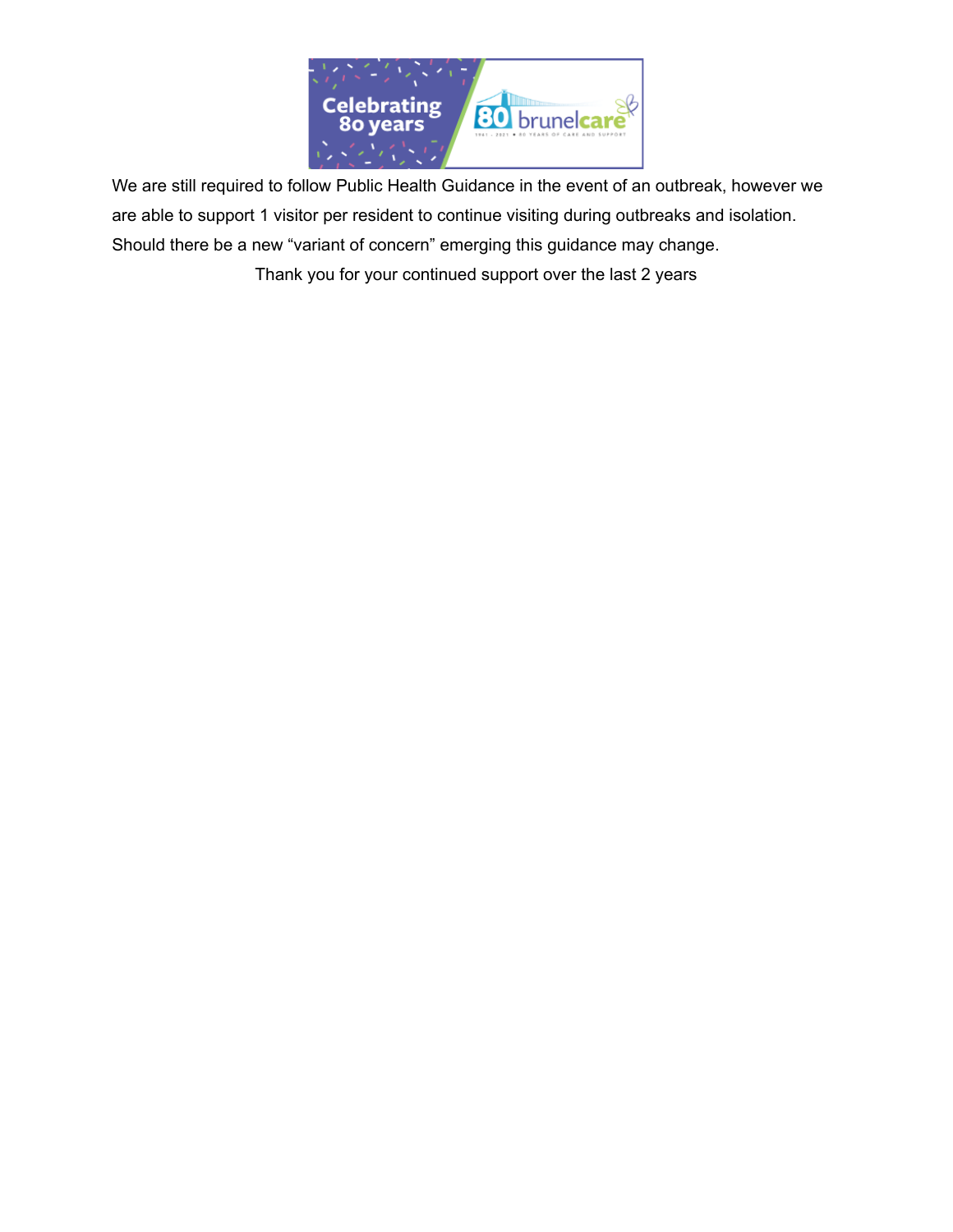We are still required to follow Public Health Guidance in the event of an outbreak, however we are able to support 1 visitor per resident to continue visiting during outbreaks and isolation. Should there be a new “variant of concern” emerging this guidance may change.

Thank you for your continued support over the last 2 years